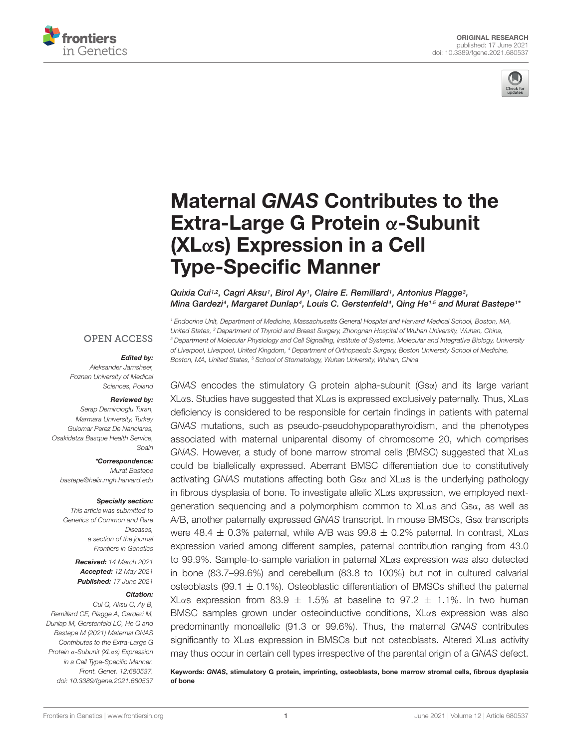ORIGINAL RESEARCH
published: 17 June 2021
doi: 10.3389/fgene.2021.680537

# Maternal *GNAS* Contributes to the Extra-Large G Protein α-Subunit (XLαs) Expression in a Cell Type-Specific Manner

*Quixia Cui[1,2], Cagri Aksu[1], Birol Ay[1], Claire E. Remillard[1], Antonius Plagge[3], Mina Gardezi[4], Margaret Dunlap[4], Louis C. Gerstenfeld[4], Qing He[1,5] and Murat Bastepe[1]\**

[1] Endocrine Unit, Department of Medicine, Massachusetts General Hospital and Harvard Medical School, Boston, MA, United States, [2] Department of Thyroid and Breast Surgery, Zhongnan Hospital of Wuhan University, Wuhan, China, [3] Department of Molecular Physiology and Cell Signalling, Institute of Systems, Molecular and Integrative Biology, University of Liverpool, Liverpool, United Kingdom, [4] Department of Orthopaedic Surgery, Boston University School of Medicine, Boston, MA, United States, [5] School of Stomatology, Wuhan University, Wuhan, China

OPEN ACCESS

**Edited by:**
Aleksander Jamsheer,
Poznan University of Medical Sciences, Poland

**Reviewed by:**
Serap Demircioglu Turan,
Marmara University, Turkey
Guiomar Perez De Nanclares,
Osakidetza Basque Health Service, Spain

**\*Correspondence:**
Murat Bastepe
bastepe@helix.mgh.harvard.edu

**Specialty section:**
This article was submitted to Genetics of Common and Rare Diseases, a section of the journal Frontiers in Genetics

**Received:** 14 March 2021
**Accepted:** 12 May 2021
**Published:** 17 June 2021

**Citation:**
Cui Q, Aksu C, Ay B, Remillard CE, Plagge A, Gardezi M, Dunlap M, Gerstenfeld LC, He Q and Bastepe M (2021) Maternal GNAS Contributes to the Extra-Large G Protein α-Subunit (XLαs) Expression in a Cell Type-Specific Manner. Front. Genet. 12:680537. doi: 10.3389/fgene.2021.680537

*GNAS* encodes the stimulatory G protein alpha-subunit (Gsα) and its large variant XLαs. Studies have suggested that XLαs is expressed exclusively paternally. Thus, XLαs deficiency is considered to be responsible for certain findings in patients with paternal *GNAS* mutations, such as pseudo-pseudohypoparathyroidism, and the phenotypes associated with maternal uniparental disomy of chromosome 20, which comprises *GNAS*. However, a study of bone marrow stromal cells (BMSC) suggested that XLαs could be biallelically expressed. Aberrant BMSC differentiation due to constitutively activating *GNAS* mutations affecting both Gsα and XLαs is the underlying pathology in fibrous dysplasia of bone. To investigate allelic XLαs expression, we employed next-generation sequencing and a polymorphism common to XLαs and Gsα, as well as A/B, another paternally expressed *GNAS* transcript. In mouse BMSCs, Gsα transcripts were 48.4 ± 0.3% paternal, while A/B was 99.8 ± 0.2% paternal. In contrast, XLαs expression varied among different samples, paternal contribution ranging from 43.0 to 99.9%. Sample-to-sample variation in paternal XLαs expression was also detected in bone (83.7–99.6%) and cerebellum (83.8 to 100%) but not in cultured calvarial osteoblasts (99.1 ± 0.1%). Osteoblastic differentiation of BMSCs shifted the paternal XLαs expression from 83.9 ± 1.5% at baseline to 97.2 ± 1.1%. In two human BMSC samples grown under osteoinductive conditions, XLαs expression was also predominantly monoallelic (91.3 or 99.6%). Thus, the maternal *GNAS* contributes significantly to XLαs expression in BMSCs but not osteoblasts. Altered XLαs activity may thus occur in certain cell types irrespective of the parental origin of a *GNAS* defect.

**Keywords:** ***GNAS*, stimulatory G protein, imprinting, osteoblasts, bone marrow stromal cells, fibrous dysplasia of bone**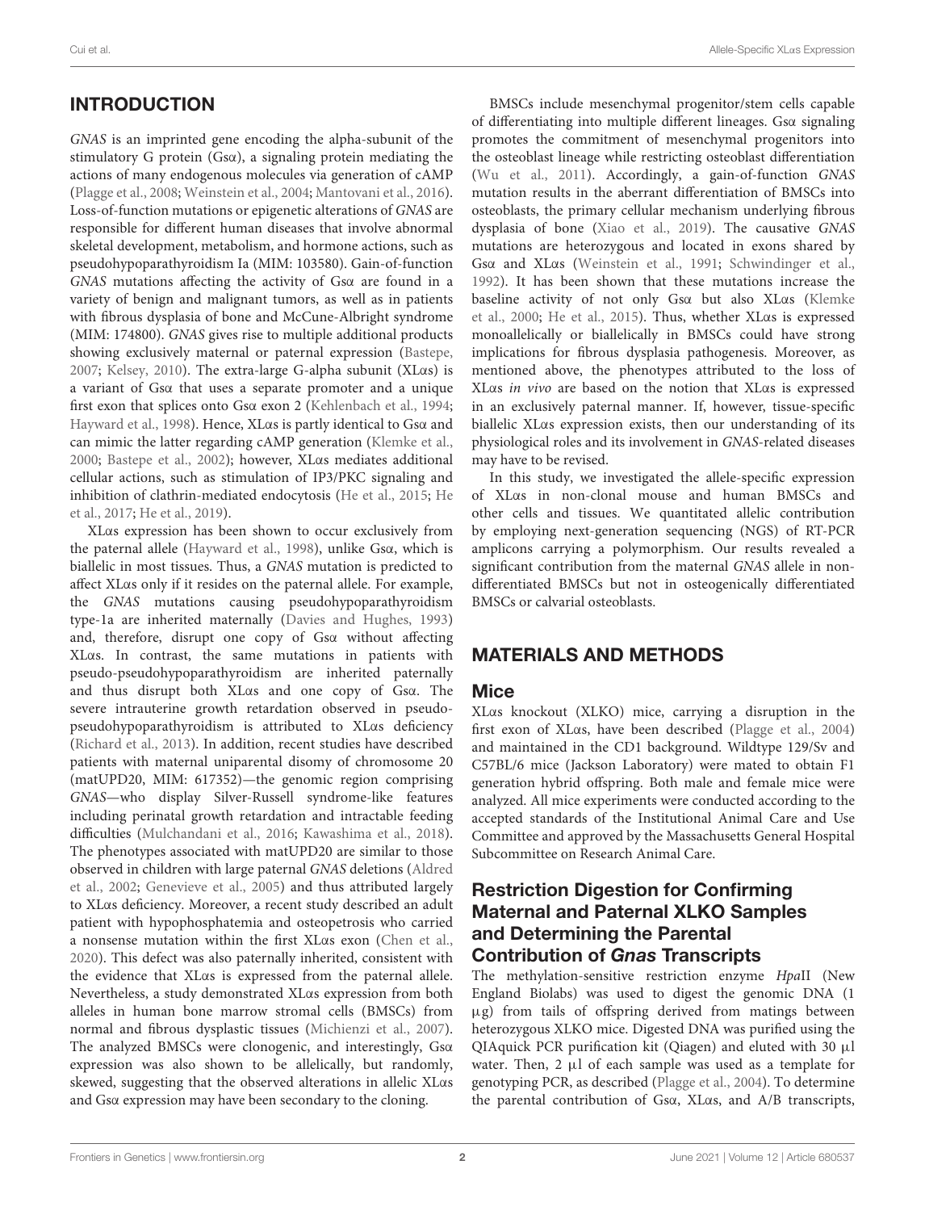## INTRODUCTION

*GNAS* is an imprinted gene encoding the alpha-subunit of the stimulatory G protein (Gsα), a signaling protein mediating the actions of many endogenous molecules via generation of cAMP (Plagge et al., 2008; Weinstein et al., 2004; Mantovani et al., 2016). Loss-of-function mutations or epigenetic alterations of *GNAS* are responsible for different human diseases that involve abnormal skeletal development, metabolism, and hormone actions, such as pseudohypoparathyroidism Ia (MIM: 103580). Gain-of-function *GNAS* mutations affecting the activity of Gsα are found in a variety of benign and malignant tumors, as well as in patients with fibrous dysplasia of bone and McCune-Albright syndrome (MIM: 174800). *GNAS* gives rise to multiple additional products showing exclusively maternal or paternal expression (Bastepe, 2007; Kelsey, 2010). The extra-large G-alpha subunit (XLαs) is a variant of Gsα that uses a separate promoter and a unique first exon that splices onto Gsα exon 2 (Kehlenbach et al., 1994; Hayward et al., 1998). Hence, XLαs is partly identical to Gsα and can mimic the latter regarding cAMP generation (Klemke et al., 2000; Bastepe et al., 2002); however, XLαs mediates additional cellular actions, such as stimulation of IP3/PKC signaling and inhibition of clathrin-mediated endocytosis (He et al., 2015; He et al., 2017; He et al., 2019).

XLαs expression has been shown to occur exclusively from the paternal allele (Hayward et al., 1998), unlike Gsα, which is biallelic in most tissues. Thus, a *GNAS* mutation is predicted to affect XLαs only if it resides on the paternal allele. For example, the *GNAS* mutations causing pseudohypoparathyroidism type-1a are inherited maternally (Davies and Hughes, 1993) and, therefore, disrupt one copy of Gsα without affecting XLαs. In contrast, the same mutations in patients with pseudo-pseudohypoparathyroidism are inherited paternally and thus disrupt both XLαs and one copy of Gsα. The severe intrauterine growth retardation observed in pseudo-pseudohypoparathyroidism is attributed to XLαs deficiency (Richard et al., 2013). In addition, recent studies have described patients with maternal uniparental disomy of chromosome 20 (matUPD20, MIM: 617352)—the genomic region comprising *GNAS*—who display Silver-Russell syndrome-like features including perinatal growth retardation and intractable feeding difficulties (Mulchandani et al., 2016; Kawashima et al., 2018). The phenotypes associated with matUPD20 are similar to those observed in children with large paternal *GNAS* deletions (Aldred et al., 2002; Genevieve et al., 2005) and thus attributed largely to XLαs deficiency. Moreover, a recent study described an adult patient with hypophosphatemia and osteopetrosis who carried a nonsense mutation within the first XLαs exon (Chen et al., 2020). This defect was also paternally inherited, consistent with the evidence that XLαs is expressed from the paternal allele. Nevertheless, a study demonstrated XLαs expression from both alleles in human bone marrow stromal cells (BMSCs) from normal and fibrous dysplastic tissues (Michienzi et al., 2007). The analyzed BMSCs were clonogenic, and interestingly, Gsα expression was also shown to be allelically, but randomly, skewed, suggesting that the observed alterations in allelic XLαs and Gsα expression may have been secondary to the cloning.

BMSCs include mesenchymal progenitor/stem cells capable of differentiating into multiple different lineages. Gsα signaling promotes the commitment of mesenchymal progenitors into the osteoblast lineage while restricting osteoblast differentiation (Wu et al., 2011). Accordingly, a gain-of-function *GNAS* mutation results in the aberrant differentiation of BMSCs into osteoblasts, the primary cellular mechanism underlying fibrous dysplasia of bone (Xiao et al., 2019). The causative *GNAS* mutations are heterozygous and located in exons shared by Gsα and XLαs (Weinstein et al., 1991; Schwindinger et al., 1992). It has been shown that these mutations increase the baseline activity of not only Gsα but also XLαs (Klemke et al., 2000; He et al., 2015). Thus, whether XLαs is expressed monoallelically or biallelically in BMSCs could have strong implications for fibrous dysplasia pathogenesis. Moreover, as mentioned above, the phenotypes attributed to the loss of XLαs *in vivo* are based on the notion that XLαs is expressed in an exclusively paternal manner. If, however, tissue-specific biallelic XLαs expression exists, then our understanding of its physiological roles and its involvement in *GNAS*-related diseases may have to be revised.

In this study, we investigated the allele-specific expression of XLαs in non-clonal mouse and human BMSCs and other cells and tissues. We quantitated allelic contribution by employing next-generation sequencing (NGS) of RT-PCR amplicons carrying a polymorphism. Our results revealed a significant contribution from the maternal *GNAS* allele in non-differentiated BMSCs but not in osteogenically differentiated BMSCs or calvarial osteoblasts.

## MATERIALS AND METHODS

### Mice

XLαs knockout (XLKO) mice, carrying a disruption in the first exon of XLαs, have been described (Plagge et al., 2004) and maintained in the CD1 background. Wildtype 129/Sv and C57BL/6 mice (Jackson Laboratory) were mated to obtain F1 generation hybrid offspring. Both male and female mice were analyzed. All mice experiments were conducted according to the accepted standards of the Institutional Animal Care and Use Committee and approved by the Massachusetts General Hospital Subcommittee on Research Animal Care.

### Restriction Digestion for Confirming Maternal and Paternal XLKO Samples and Determining the Parental Contribution of *Gnas* Transcripts

The methylation-sensitive restriction enzyme *Hpa*II (New England Biolabs) was used to digest the genomic DNA (1 μg) from tails of offspring derived from matings between heterozygous XLKO mice. Digested DNA was purified using the QIAquick PCR purification kit (Qiagen) and eluted with 30 μl water. Then, 2 μl of each sample was used as a template for genotyping PCR, as described (Plagge et al., 2004). To determine the parental contribution of Gsα, XLαs, and A/B transcripts,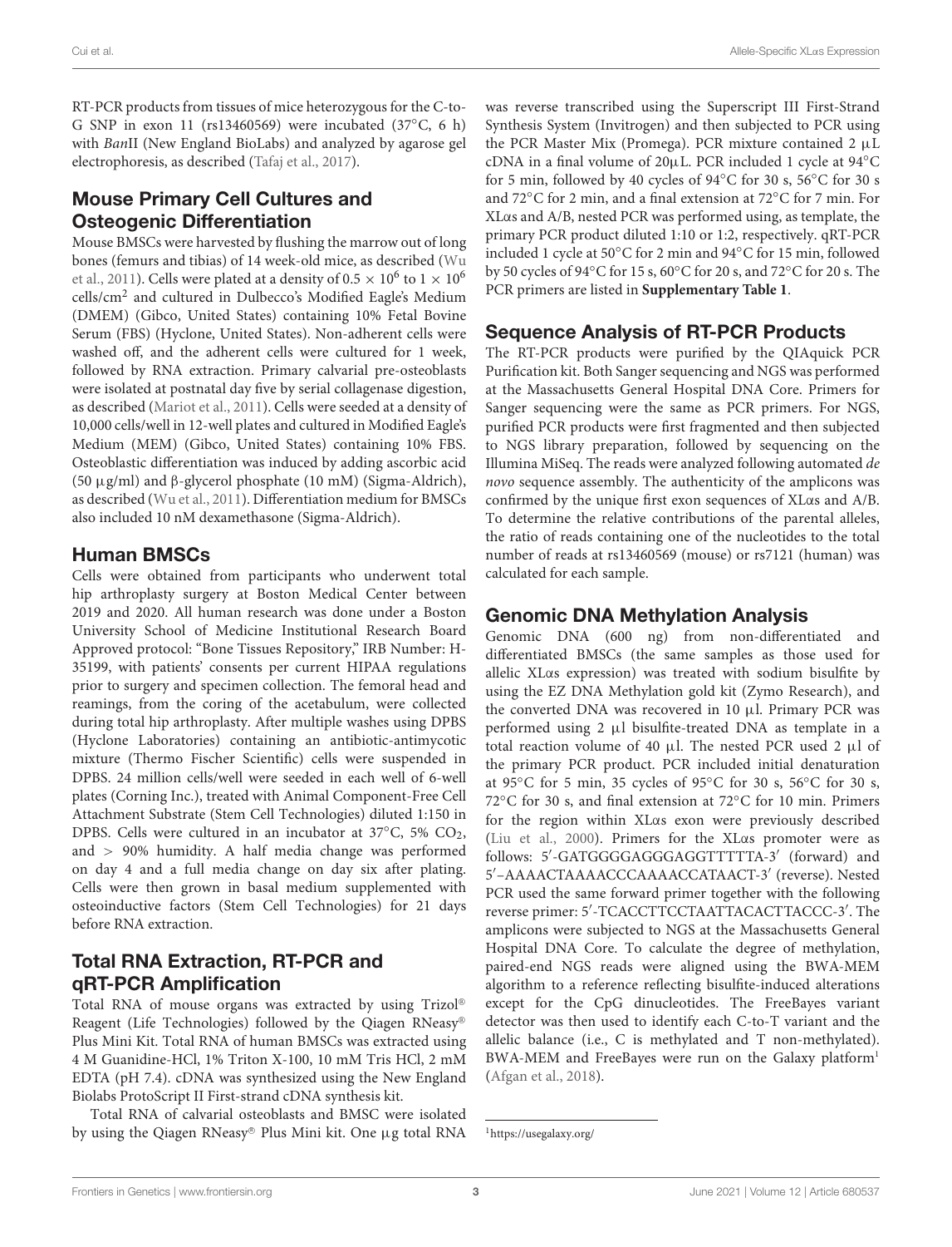RT-PCR products from tissues of mice heterozygous for the C-to-G SNP in exon 11 (rs13460569) were incubated (37°C, 6 h) with *Ban*II (New England BioLabs) and analyzed by agarose gel electrophoresis, as described (Tafaj et al., 2017).

## Mouse Primary Cell Cultures and Osteogenic Differentiation

Mouse BMSCs were harvested by flushing the marrow out of long bones (femurs and tibias) of 14 week-old mice, as described (Wu et al., 2011). Cells were plated at a density of $0.5 \times 10^6$ to $1 \times 10^6$ cells/cm$^2$ and cultured in Dulbecco's Modified Eagle's Medium (DMEM) (Gibco, United States) containing 10% Fetal Bovine Serum (FBS) (Hyclone, United States). Non-adherent cells were washed off, and the adherent cells were cultured for 1 week, followed by RNA extraction. Primary calvarial pre-osteoblasts were isolated at postnatal day five by serial collagenase digestion, as described (Mariot et al., 2011). Cells were seeded at a density of 10,000 cells/well in 12-well plates and cultured in Modified Eagle's Medium (MEM) (Gibco, United States) containing 10% FBS. Osteoblastic differentiation was induced by adding ascorbic acid (50 μg/ml) and β-glycerol phosphate (10 mM) (Sigma-Aldrich), as described (Wu et al., 2011). Differentiation medium for BMSCs also included 10 nM dexamethasone (Sigma-Aldrich).

## Human BMSCs

Cells were obtained from participants who underwent total hip arthroplasty surgery at Boston Medical Center between 2019 and 2020. All human research was done under a Boston University School of Medicine Institutional Research Board Approved protocol: "Bone Tissues Repository," IRB Number: H-35199, with patients' consents per current HIPAA regulations prior to surgery and specimen collection. The femoral head and reamings, from the coring of the acetabulum, were collected during total hip arthroplasty. After multiple washes using DPBS (Hyclone Laboratories) containing an antibiotic-antimycotic mixture (Thermo Fischer Scientific) cells were suspended in DPBS. 24 million cells/well were seeded in each well of 6-well plates (Corning Inc.), treated with Animal Component-Free Cell Attachment Substrate (Stem Cell Technologies) diluted 1:150 in DPBS. Cells were cultured in an incubator at 37°C, 5% $CO_2$, and > 90% humidity. A half media change was performed on day 4 and a full media change on day six after plating. Cells were then grown in basal medium supplemented with osteoinductive factors (Stem Cell Technologies) for 21 days before RNA extraction.

## Total RNA Extraction, RT-PCR and qRT-PCR Amplification

Total RNA of mouse organs was extracted by using Trizol® Reagent (Life Technologies) followed by the Qiagen RNeasy® Plus Mini Kit. Total RNA of human BMSCs was extracted using 4 M Guanidine-HCl, 1% Triton X-100, 10 mM Tris HCl, 2 mM EDTA (pH 7.4). cDNA was synthesized using the New England Biolabs ProtoScript II First-strand cDNA synthesis kit.

Total RNA of calvarial osteoblasts and BMSC were isolated by using the Qiagen RNeasy® Plus Mini kit. One μg total RNA was reverse transcribed using the Superscript III First-Strand Synthesis System (Invitrogen) and then subjected to PCR using the PCR Master Mix (Promega). PCR mixture contained 2 μL cDNA in a final volume of 20μL. PCR included 1 cycle at 94°C for 5 min, followed by 40 cycles of 94°C for 30 s, 56°C for 30 s and 72°C for 2 min, and a final extension at 72°C for 7 min. For XLαs and A/B, nested PCR was performed using, as template, the primary PCR product diluted 1:10 or 1:2, respectively. qRT-PCR included 1 cycle at 50°C for 2 min and 94°C for 15 min, followed by 50 cycles of 94°C for 15 s, 60°C for 20 s, and 72°C for 20 s. The PCR primers are listed in **Supplementary Table 1**.

## Sequence Analysis of RT-PCR Products

The RT-PCR products were purified by the QIAquick PCR Purification kit. Both Sanger sequencing and NGS was performed at the Massachusetts General Hospital DNA Core. Primers for Sanger sequencing were the same as PCR primers. For NGS, purified PCR products were first fragmented and then subjected to NGS library preparation, followed by sequencing on the Illumina MiSeq. The reads were analyzed following automated *de novo* sequence assembly. The authenticity of the amplicons was confirmed by the unique first exon sequences of XLαs and A/B. To determine the relative contributions of the parental alleles, the ratio of reads containing one of the nucleotides to the total number of reads at rs13460569 (mouse) or rs7121 (human) was calculated for each sample.

## Genomic DNA Methylation Analysis

Genomic DNA (600 ng) from non-differentiated and differentiated BMSCs (the same samples as those used for allelic XLαs expression) was treated with sodium bisulfite by using the EZ DNA Methylation gold kit (Zymo Research), and the converted DNA was recovered in 10 μl. Primary PCR was performed using 2 μl bisulfite-treated DNA as template in a total reaction volume of 40 μl. The nested PCR used 2 μl of the primary PCR product. PCR included initial denaturation at 95°C for 5 min, 35 cycles of 95°C for 30 s, 56°C for 30 s, 72°C for 30 s, and final extension at 72°C for 10 min. Primers for the region within XLαs exon were previously described (Liu et al., 2000). Primers for the XLαs promoter were as follows: 5′-GATGGGGAGGGAGGTTTTTA-3′ (forward) and 5′–AAAACTAAAACCCAAAACCATAACT-3′ (reverse). Nested PCR used the same forward primer together with the following reverse primer: 5′-TCACCTTCCTAATTACACTTACCC-3′. The amplicons were subjected to NGS at the Massachusetts General Hospital DNA Core. To calculate the degree of methylation, paired-end NGS reads were aligned using the BWA-MEM algorithm to a reference reflecting bisulfite-induced alterations except for the CpG dinucleotides. The FreeBayes variant detector was then used to identify each C-to-T variant and the allelic balance (i.e., C is methylated and T non-methylated). BWA-MEM and FreeBayes were run on the Galaxy platform[1] (Afgan et al., 2018).

[1] https://usegalaxy.org/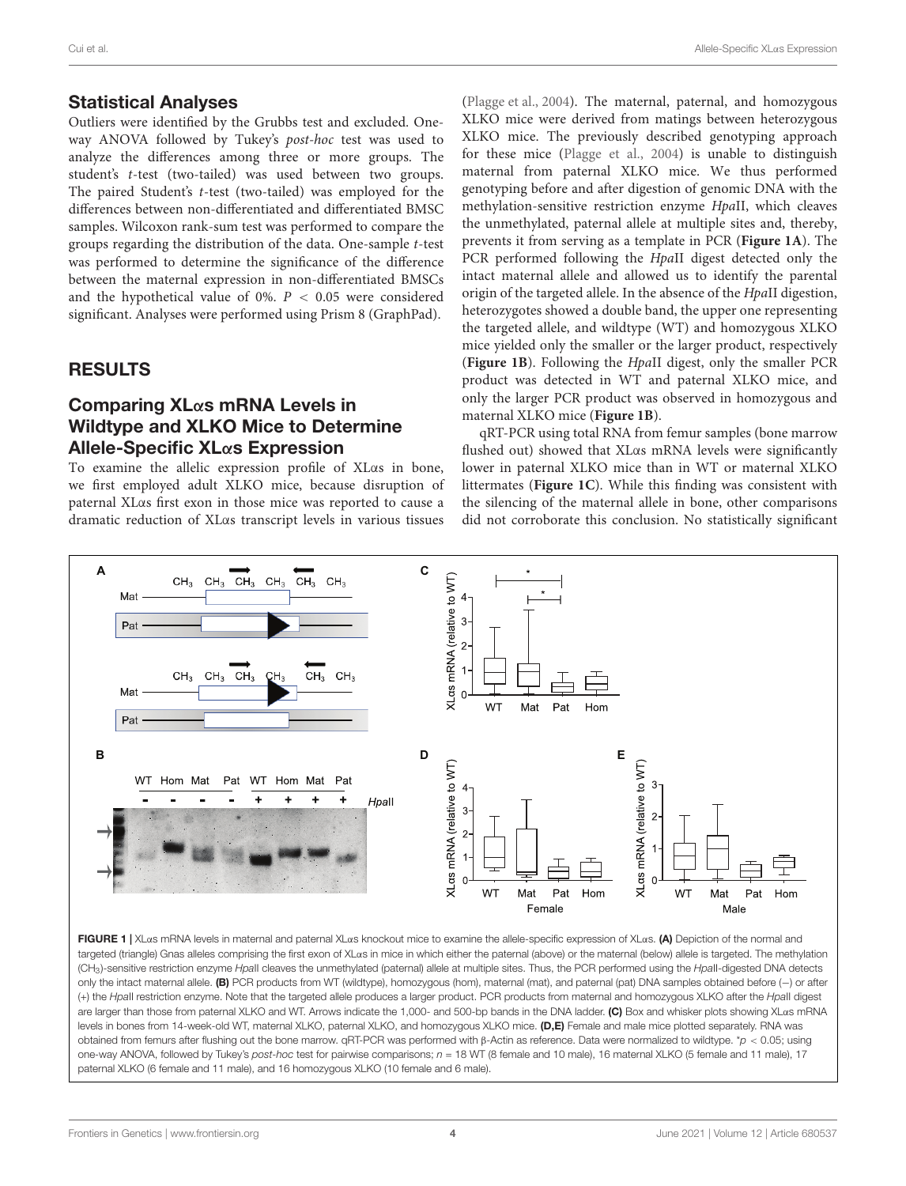## Statistical Analyses

Outliers were identified by the Grubbs test and excluded. One-way ANOVA followed by Tukey's *post-hoc* test was used to analyze the differences among three or more groups. The student's *t*-test (two-tailed) was used between two groups. The paired Student's *t*-test (two-tailed) was employed for the differences between non-differentiated and differentiated BMSC samples. Wilcoxon rank-sum test was performed to compare the groups regarding the distribution of the data. One-sample *t*-test was performed to determine the significance of the difference between the maternal expression in non-differentiated BMSCs and the hypothetical value of 0%. $P < 0.05$ were considered significant. Analyses were performed using Prism 8 (GraphPad).

## RESULTS

### Comparing XLαs mRNA Levels in Wildtype and XLKO Mice to Determine Allele-Specific XLαs Expression

To examine the allelic expression profile of XLαs in bone, we first employed adult XLKO mice, because disruption of paternal XLαs first exon in those mice was reported to cause a dramatic reduction of XLαs transcript levels in various tissues (Plagge et al., 2004). The maternal, paternal, and homozygous XLKO mice were derived from matings between heterozygous XLKO mice. The previously described genotyping approach for these mice (Plagge et al., 2004) is unable to distinguish maternal from paternal XLKO mice. We thus performed genotyping before and after digestion of genomic DNA with the methylation-sensitive restriction enzyme *Hpa*II, which cleaves the unmethylated, paternal allele at multiple sites and, thereby, prevents it from serving as a template in PCR (**Figure 1A**). The PCR performed following the *Hpa*II digest detected only the intact maternal allele and allowed us to identify the parental origin of the targeted allele. In the absence of the *Hpa*II digestion, heterozygotes showed a double band, the upper one representing the targeted allele, and wildtype (WT) and homozygous XLKO mice yielded only the smaller or the larger product, respectively (**Figure 1B**). Following the *Hpa*II digest, only the smaller PCR product was detected in WT and paternal XLKO mice, and only the larger PCR product was observed in homozygous and maternal XLKO mice (**Figure 1B**).

qRT-PCR using total RNA from femur samples (bone marrow flushed out) showed that XLαs mRNA levels were significantly lower in paternal XLKO mice than in WT or maternal XLKO littermates (**Figure 1C**). While this finding was consistent with the silencing of the maternal allele in bone, other comparisons did not corroborate this conclusion. No statistically significant

**FIGURE 1 |** XLαs mRNA levels in maternal and paternal XLαs knockout mice to examine the allele-specific expression of XLαs. **(A)** Depiction of the normal and targeted (triangle) Gnas alleles comprising the first exon of XLαs in mice in which either the paternal (above) or the maternal (below) allele is targeted. The methylation ($CH_3$)-sensitive restriction enzyme *Hpa*II cleaves the unmethylated (paternal) allele at multiple sites. Thus, the PCR performed using the *Hpa*II-digested DNA detects only the intact maternal allele. **(B)** PCR products from WT (wildtype), homozygous (hom), maternal (mat), and paternal (pat) DNA samples obtained before (–) or after (+) the *Hpa*II restriction enzyme. Note that the targeted allele produces a larger product. PCR products from maternal and homozygous XLKO after the *Hpa*II digest are larger than those from paternal XLKO and WT. Arrows indicate the 1,000- and 500-bp bands in the DNA ladder. **(C)** Box and whisker plots showing XLαs mRNA levels in bones from 14-week-old WT, maternal XLKO, paternal XLKO, and homozygous XLKO mice. **(D,E)** Female and male mice plotted separately. RNA was obtained from femurs after flushing out the bone marrow. qRT-PCR was performed with β-Actin as reference. Data were normalized to wildtype. *$p < 0.05$; using one-way ANOVA, followed by Tukey's *post-hoc* test for pairwise comparisons; $n = 18$ WT (8 female and 10 male), 16 maternal XLKO (5 female and 11 male), 17 paternal XLKO (6 female and 11 male), and 16 homozygous XLKO (10 female and 6 male).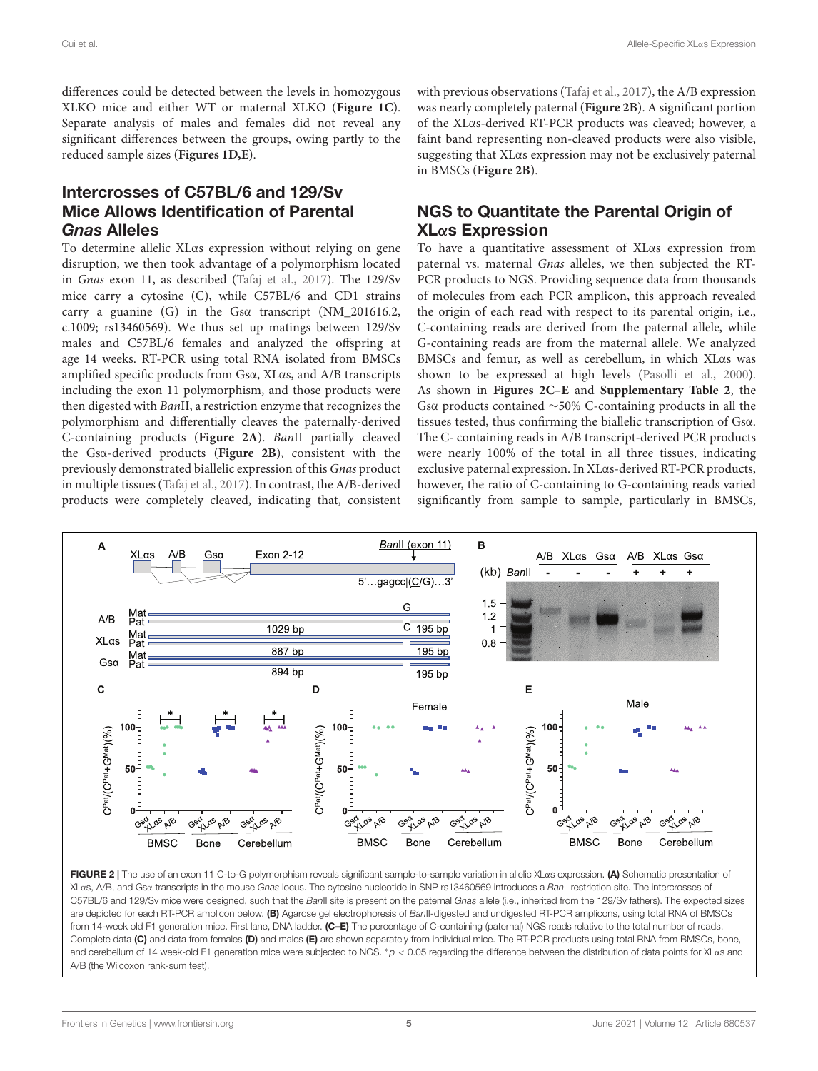differences could be detected between the levels in homozygous XLKO mice and either WT or maternal XLKO (**Figure 1C**). Separate analysis of males and females did not reveal any significant differences between the groups, owing partly to the reduced sample sizes (**Figures 1D,E**).

## Intercrosses of C57BL/6 and 129/Sv Mice Allows Identification of Parental *Gnas* Alleles

To determine allelic XLαs expression without relying on gene disruption, we then took advantage of a polymorphism located in *Gnas* exon 11, as described (Tafaj et al., 2017). The 129/Sv mice carry a cytosine (C), while C57BL/6 and CD1 strains carry a guanine (G) in the Gsα transcript (NM_201616.2, c.1009; rs13460569). We thus set up matings between 129/Sv males and C57BL/6 females and analyzed the offspring at age 14 weeks. RT-PCR using total RNA isolated from BMSCs amplified specific products from Gsα, XLαs, and A/B transcripts including the exon 11 polymorphism, and those products were then digested with *Ban*II, a restriction enzyme that recognizes the polymorphism and differentially cleaves the paternally-derived C-containing products (**Figure 2A**). *Ban*II partially cleaved the Gsα-derived products (**Figure 2B**), consistent with the previously demonstrated biallelic expression of this *Gnas* product in multiple tissues (Tafaj et al., 2017). In contrast, the A/B-derived products were completely cleaved, indicating that, consistent with previous observations (Tafaj et al., 2017), the A/B expression was nearly completely paternal (**Figure 2B**). A significant portion of the XLαs-derived RT-PCR products was cleaved; however, a faint band representing non-cleaved products were also visible, suggesting that XLαs expression may not be exclusively paternal in BMSCs (**Figure 2B**).

## NGS to Quantitate the Parental Origin of XLαs Expression

To have a quantitative assessment of XLαs expression from paternal vs. maternal *Gnas* alleles, we then subjected the RT-PCR products to NGS. Providing sequence data from thousands of molecules from each PCR amplicon, this approach revealed the origin of each read with respect to its parental origin, i.e., C-containing reads are derived from the paternal allele, while G-containing reads are from the maternal allele. We analyzed BMSCs and femur, as well as cerebellum, in which XLαs was shown to be expressed at high levels (Pasolli et al., 2000). As shown in **Figures 2C–E** and **Supplementary Table 2**, the Gsα products contained ~50% C-containing products in all the tissues tested, thus confirming the biallelic transcription of Gsα. The C- containing reads in A/B transcript-derived PCR products were nearly 100% of the total in all three tissues, indicating exclusive paternal expression. In XLαs-derived RT-PCR products, however, the ratio of C-containing to G-containing reads varied significantly from sample to sample, particularly in BMSCs,

**FIGURE 2** | The use of an exon 11 C-to-G polymorphism reveals significant sample-to-sample variation in allelic XLαs expression. **(A)** Schematic presentation of XLαs, A/B, and Gsα transcripts in the mouse *Gnas* locus. The cytosine nucleotide in SNP rs13460569 introduces a *Ban*II restriction site. The intercrosses of C57BL/6 and 129/Sv mice were designed, such that the *Ban*II site is present on the paternal *Gnas* allele (i.e., inherited from the 129/Sv fathers). The expected sizes are depicted for each RT-PCR amplicon below. **(B)** Agarose gel electrophoresis of *Ban*II-digested and undigested RT-PCR amplicons, using total RNA of BMSCs from 14-week old F1 generation mice. First lane, DNA ladder. **(C–E)** The percentage of C-containing (paternal) NGS reads relative to the total number of reads. Complete data **(C)** and data from females **(D)** and males **(E)** are shown separately from individual mice. The RT-PCR products using total RNA from BMSCs, bone, and cerebellum of 14 week-old F1 generation mice were subjected to NGS. *$p < 0.05$ regarding the difference between the distribution of data points for XLαs and A/B (the Wilcoxon rank-sum test).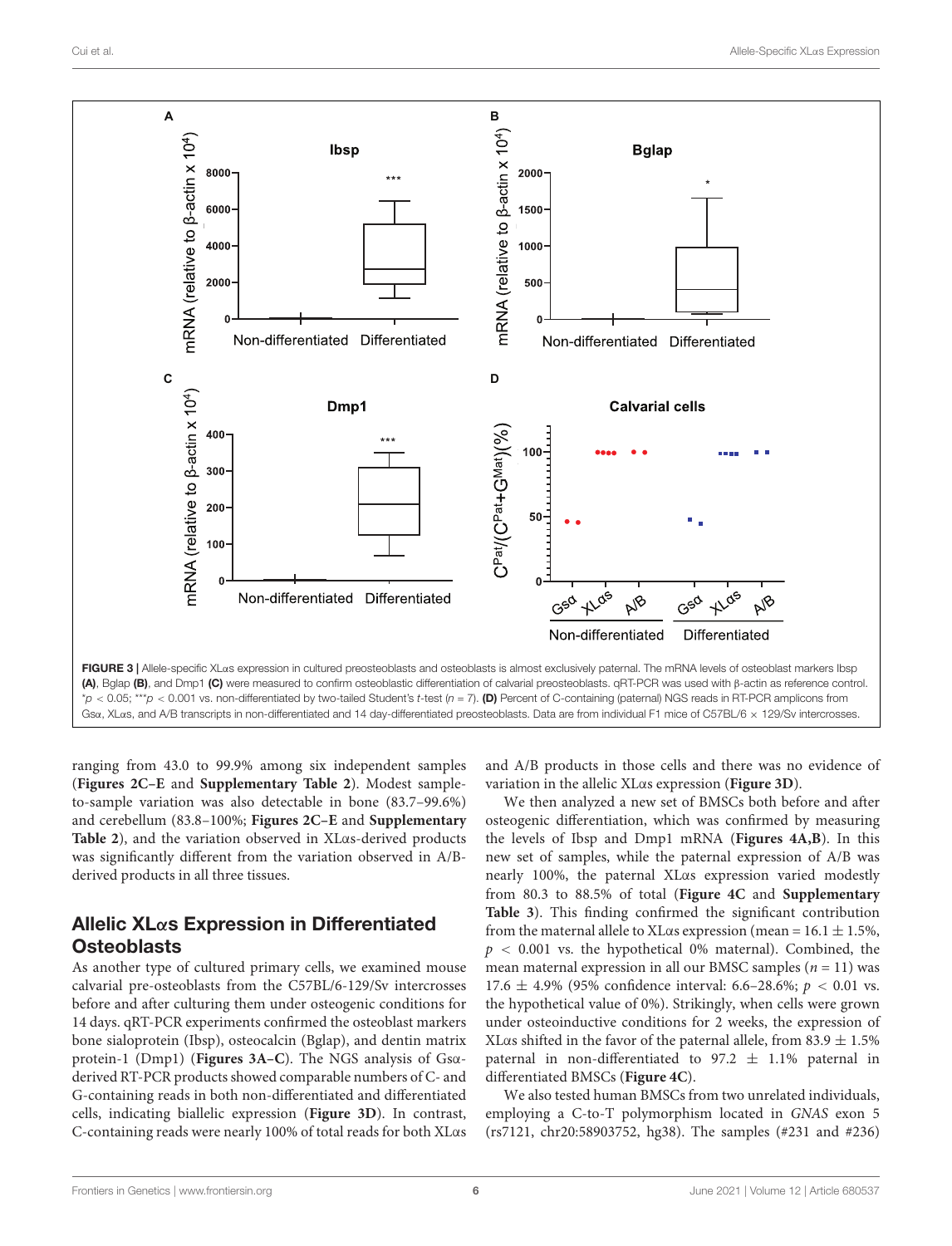**FIGURE 3 |** Allele-specific XLαs expression in cultured preosteoblasts and osteoblasts is almost exclusively paternal. The mRNA levels of osteoblast markers Ibsp **(A)**, Bglap **(B)**, and Dmp1 **(C)** were measured to confirm osteoblastic differentiation of calvarial preosteoblasts. qRT-PCR was used with β-actin as reference control. $^*p < 0.05$; $^{***}p < 0.001$ vs. non-differentiated by two-tailed Student's *t*-test ($n = 7$). **(D)** Percent of C-containing (paternal) NGS reads in RT-PCR amplicons from Gsα, XLαs, and A/B transcripts in non-differentiated and 14 day-differentiated preosteoblasts. Data are from individual F1 mice of C57BL/6 × 129/Sv intercrosses.

ranging from 43.0 to 99.9% among six independent samples (**Figures 2C–E** and **Supplementary Table 2**). Modest sample-to-sample variation was also detectable in bone (83.7–99.6%) and cerebellum (83.8–100%; **Figures 2C–E** and **Supplementary Table 2**), and the variation observed in XLαs-derived products was significantly different from the variation observed in A/B-derived products in all three tissues.

## Allelic XLαs Expression in Differentiated Osteoblasts

As another type of cultured primary cells, we examined mouse calvarial pre-osteoblasts from the C57BL/6-129/Sv intercrosses before and after culturing them under osteogenic conditions for 14 days. qRT-PCR experiments confirmed the osteoblast markers bone sialoprotein (Ibsp), osteocalcin (Bglap), and dentin matrix protein-1 (Dmp1) (**Figures 3A–C**). The NGS analysis of Gsα-derived RT-PCR products showed comparable numbers of C- and G-containing reads in both non-differentiated and differentiated cells, indicating biallelic expression (**Figure 3D**). In contrast, C-containing reads were nearly 100% of total reads for both XLαs and A/B products in those cells and there was no evidence of variation in the allelic XLαs expression (**Figure 3D**).

We then analyzed a new set of BMSCs both before and after osteogenic differentiation, which was confirmed by measuring the levels of Ibsp and Dmp1 mRNA (**Figures 4A,B**). In this new set of samples, while the paternal expression of A/B was nearly 100%, the paternal XLαs expression varied modestly from 80.3 to 88.5% of total (**Figure 4C** and **Supplementary Table 3**). This finding confirmed the significant contribution from the maternal allele to XLαs expression (mean = 16.1 ± 1.5%, $p < 0.001$ vs. the hypothetical 0% maternal). Combined, the mean maternal expression in all our BMSC samples ($n = 11$) was 17.6 ± 4.9% (95% confidence interval: 6.6–28.6%; $p < 0.01$ vs. the hypothetical value of 0%). Strikingly, when cells were grown under osteoinductive conditions for 2 weeks, the expression of XLαs shifted in the favor of the paternal allele, from 83.9 ± 1.5% paternal in non-differentiated to 97.2 ± 1.1% paternal in differentiated BMSCs (**Figure 4C**).

We also tested human BMSCs from two unrelated individuals, employing a C-to-T polymorphism located in *GNAS* exon 5 (rs7121, chr20:58903752, hg38). The samples (#231 and #236)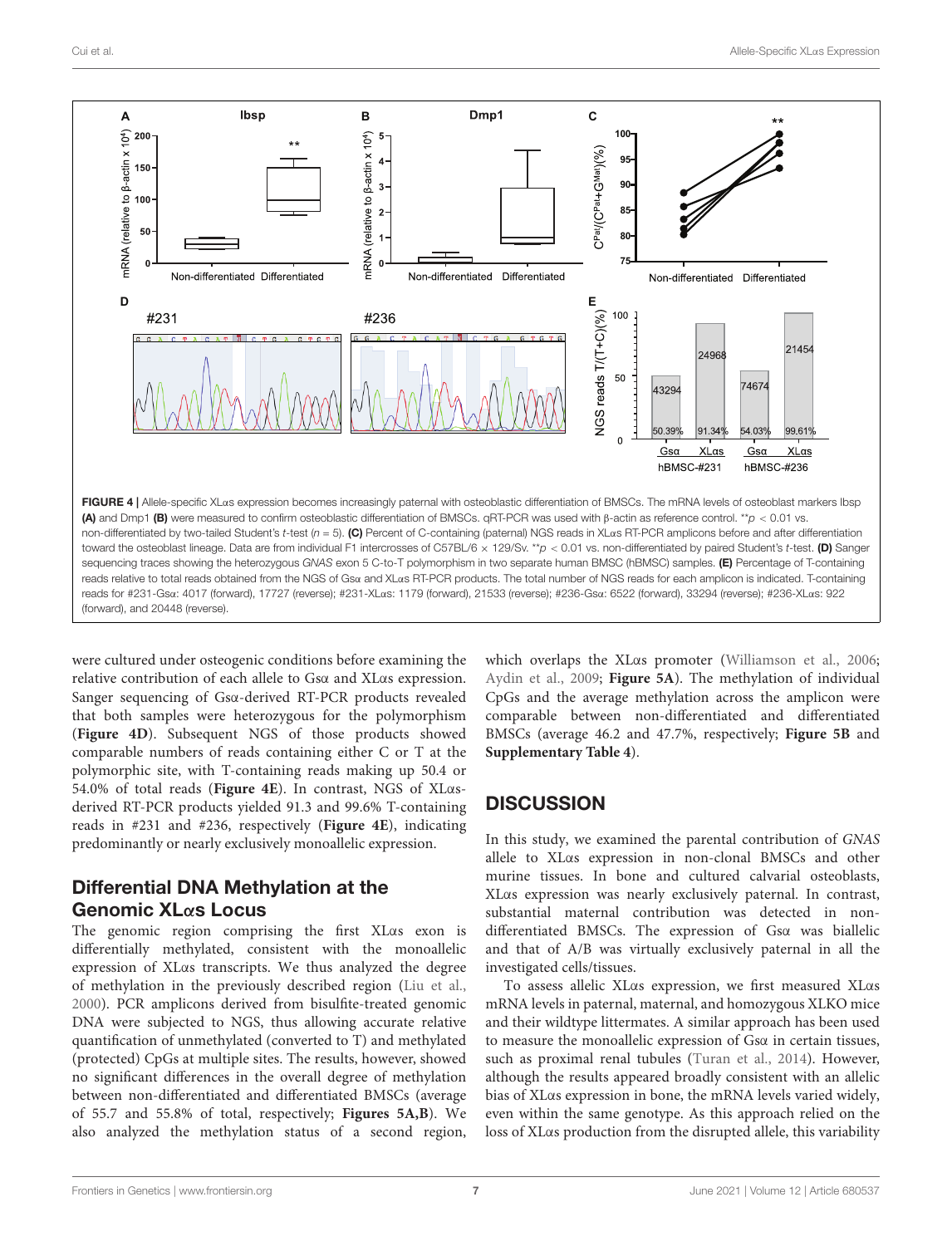**FIGURE 4 |** Allele-specific XLαs expression becomes increasingly paternal with osteoblastic differentiation of BMSCs. The mRNA levels of osteoblast markers Ibsp **(A)** and Dmp1 **(B)** were measured to confirm osteoblastic differentiation of BMSCs. qRT-PCR was used with β-actin as reference control. $^{**}p < 0.01$ vs. non-differentiated by two-tailed Student's *t*-test ($n = 5$). **(C)** Percent of C-containing (paternal) NGS reads in XLαs RT-PCR amplicons before and after differentiation toward the osteoblast lineage. Data are from individual F1 intercrosses of C57BL/6 × 129/Sv. $^{**}p < 0.01$ vs. non-differentiated by paired Student's *t*-test. **(D)** Sanger sequencing traces showing the heterozygous *GNAS* exon 5 C-to-T polymorphism in two separate human BMSC (hBMSC) samples. **(E)** Percentage of T-containing reads relative to total reads obtained from the NGS of Gsα and XLαs RT-PCR products. The total number of NGS reads for each amplicon is indicated. T-containing reads for #231-Gsα: 4017 (forward), 17727 (reverse); #231-XLαs: 1179 (forward), 21533 (reverse); #236-Gsα: 6522 (forward), 33294 (reverse); #236-XLαs: 922 (forward), and 20448 (reverse).

were cultured under osteogenic conditions before examining the relative contribution of each allele to Gsα and XLαs expression. Sanger sequencing of Gsα-derived RT-PCR products revealed that both samples were heterozygous for the polymorphism (**Figure 4D**). Subsequent NGS of those products showed comparable numbers of reads containing either C or T at the polymorphic site, with T-containing reads making up 50.4 or 54.0% of total reads (**Figure 4E**). In contrast, NGS of XLαs-derived RT-PCR products yielded 91.3 and 99.6% T-containing reads in #231 and #236, respectively (**Figure 4E**), indicating predominantly or nearly exclusively monoallelic expression.

## Differential DNA Methylation at the Genomic XLαs Locus

The genomic region comprising the first XLαs exon is differentially methylated, consistent with the monoallelic expression of XLαs transcripts. We thus analyzed the degree of methylation in the previously described region (Liu et al., 2000). PCR amplicons derived from bisulfite-treated genomic DNA were subjected to NGS, thus allowing accurate relative quantification of unmethylated (converted to T) and methylated (protected) CpGs at multiple sites. The results, however, showed no significant differences in the overall degree of methylation between non-differentiated and differentiated BMSCs (average of 55.7 and 55.8% of total, respectively; **Figures 5A,B**). We also analyzed the methylation status of a second region, which overlaps the XLαs promoter (Williamson et al., 2006; Aydin et al., 2009; **Figure 5A**). The methylation of individual CpGs and the average methylation across the amplicon were comparable between non-differentiated and differentiated BMSCs (average 46.2 and 47.7%, respectively; **Figure 5B** and **Supplementary Table 4**).

## DISCUSSION

In this study, we examined the parental contribution of *GNAS* allele to XLαs expression in non-clonal BMSCs and other murine tissues. In bone and cultured calvarial osteoblasts, XLαs expression was nearly exclusively paternal. In contrast, substantial maternal contribution was detected in non-differentiated BMSCs. The expression of Gsα was biallelic and that of A/B was virtually exclusively paternal in all the investigated cells/tissues.

To assess allelic XLαs expression, we first measured XLαs mRNA levels in paternal, maternal, and homozygous XLKO mice and their wildtype littermates. A similar approach has been used to measure the monoallelic expression of Gsα in certain tissues, such as proximal renal tubules (Turan et al., 2014). However, although the results appeared broadly consistent with an allelic bias of XLαs expression in bone, the mRNA levels varied widely, even within the same genotype. As this approach relied on the loss of XLαs production from the disrupted allele, this variability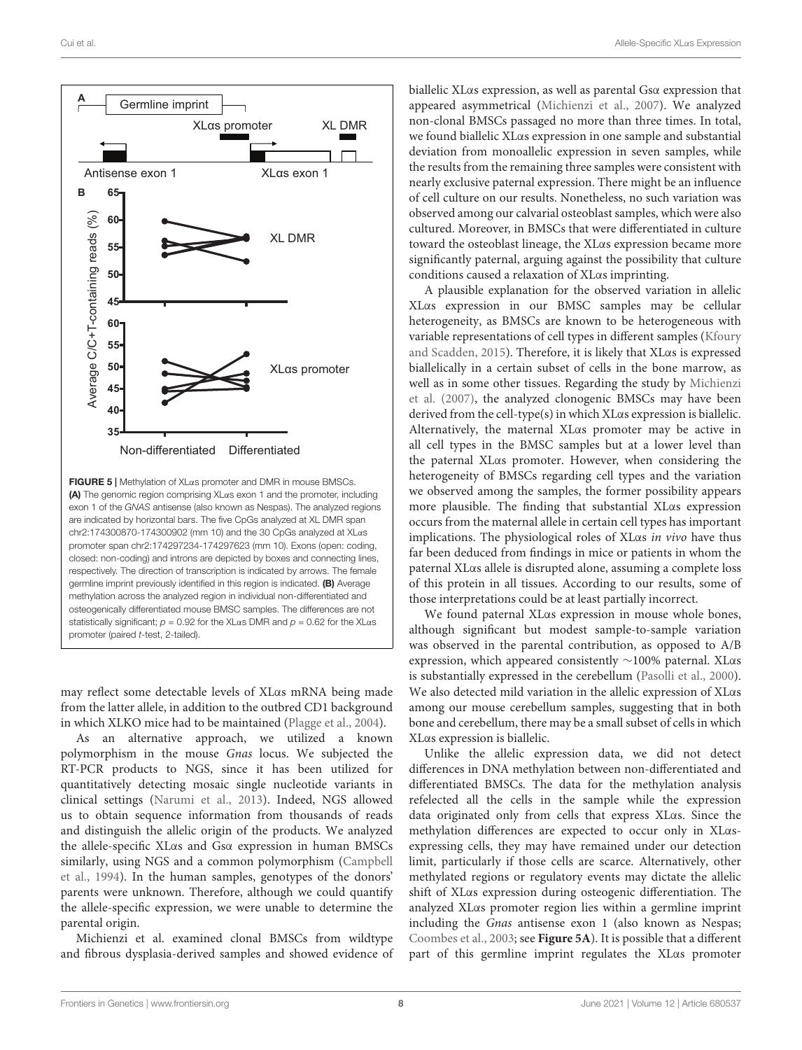**FIGURE 5 |** Methylation of XLαs promoter and DMR in mouse BMSCs. **(A)** The genomic region comprising XLαs exon 1 and the promoter, including exon 1 of the *GNAS* antisense (also known as Nespas). The analyzed regions are indicated by horizontal bars. The five CpGs analyzed at XL DMR span chr2:174300870-174300902 (mm 10) and the 30 CpGs analyzed at XLαs promoter span chr2:174297234-174297623 (mm 10). Exons (open: coding, closed: non-coding) and introns are depicted by boxes and connecting lines, respectively. The direction of transcription is indicated by arrows. The female germline imprint previously identified in this region is indicated. **(B)** Average methylation across the analyzed region in individual non-differentiated and osteogenically differentiated mouse BMSC samples. The differences are not statistically significant; $p = 0.92$ for the XLαs DMR and $p = 0.62$ for the XLαs promoter (paired *t*-test, 2-tailed).

may reflect some detectable levels of XLαs mRNA being made from the latter allele, in addition to the outbred CD1 background in which XLKO mice had to be maintained (Plagge et al., 2004).

As an alternative approach, we utilized a known polymorphism in the mouse *Gnas* locus. We subjected the RT-PCR products to NGS, since it has been utilized for quantitatively detecting mosaic single nucleotide variants in clinical settings (Narumi et al., 2013). Indeed, NGS allowed us to obtain sequence information from thousands of reads and distinguish the allelic origin of the products. We analyzed the allele-specific XLαs and Gsα expression in human BMSCs similarly, using NGS and a common polymorphism (Campbell et al., 1994). In the human samples, genotypes of the donors' parents were unknown. Therefore, although we could quantify the allele-specific expression, we were unable to determine the parental origin.

Michienzi et al. examined clonal BMSCs from wildtype and fibrous dysplasia-derived samples and showed evidence of biallelic XLαs expression, as well as parental Gsα expression that appeared asymmetrical (Michienzi et al., 2007). We analyzed non-clonal BMSCs passaged no more than three times. In total, we found biallelic XLαs expression in one sample and substantial deviation from monoallelic expression in seven samples, while the results from the remaining three samples were consistent with nearly exclusive paternal expression. There might be an influence of cell culture on our results. Nonetheless, no such variation was observed among our calvarial osteoblast samples, which were also cultured. Moreover, in BMSCs that were differentiated in culture toward the osteoblast lineage, the XLαs expression became more significantly paternal, arguing against the possibility that culture conditions caused a relaxation of XLαs imprinting.

A plausible explanation for the observed variation in allelic XLαs expression in our BMSC samples may be cellular heterogeneity, as BMSCs are known to be heterogeneous with variable representations of cell types in different samples (Kfoury and Scadden, 2015). Therefore, it is likely that XLαs is expressed biallelically in a certain subset of cells in the bone marrow, as well as in some other tissues. Regarding the study by Michienzi et al. (2007), the analyzed clonogenic BMSCs may have been derived from the cell-type(s) in which XLαs expression is biallelic. Alternatively, the maternal XLαs promoter may be active in all cell types in the BMSC samples but at a lower level than the paternal XLαs promoter. However, when considering the heterogeneity of BMSCs regarding cell types and the variation we observed among the samples, the former possibility appears more plausible. The finding that substantial XLαs expression occurs from the maternal allele in certain cell types has important implications. The physiological roles of XLαs *in vivo* have thus far been deduced from findings in mice or patients in whom the paternal XLαs allele is disrupted alone, assuming a complete loss of this protein in all tissues. According to our results, some of those interpretations could be at least partially incorrect.

We found paternal XLαs expression in mouse whole bones, although significant but modest sample-to-sample variation was observed in the parental contribution, as opposed to A/B expression, which appeared consistently ∼100% paternal. XLαs is substantially expressed in the cerebellum (Pasolli et al., 2000). We also detected mild variation in the allelic expression of XLαs among our mouse cerebellum samples, suggesting that in both bone and cerebellum, there may be a small subset of cells in which XLαs expression is biallelic.

Unlike the allelic expression data, we did not detect differences in DNA methylation between non-differentiated and differentiated BMSCs. The data for the methylation analysis refelected all the cells in the sample while the expression data originated only from cells that express XLαs. Since the methylation differences are expected to occur only in XLαs-expressing cells, they may have remained under our detection limit, particularly if those cells are scarce. Alternatively, other methylated regions or regulatory events may dictate the allelic shift of XLαs expression during osteogenic differentiation. The analyzed XLαs promoter region lies within a germline imprint including the *Gnas* antisense exon 1 (also known as Nespas; Coombes et al., 2003; see **Figure 5A**). It is possible that a different part of this germline imprint regulates the XLαs promoter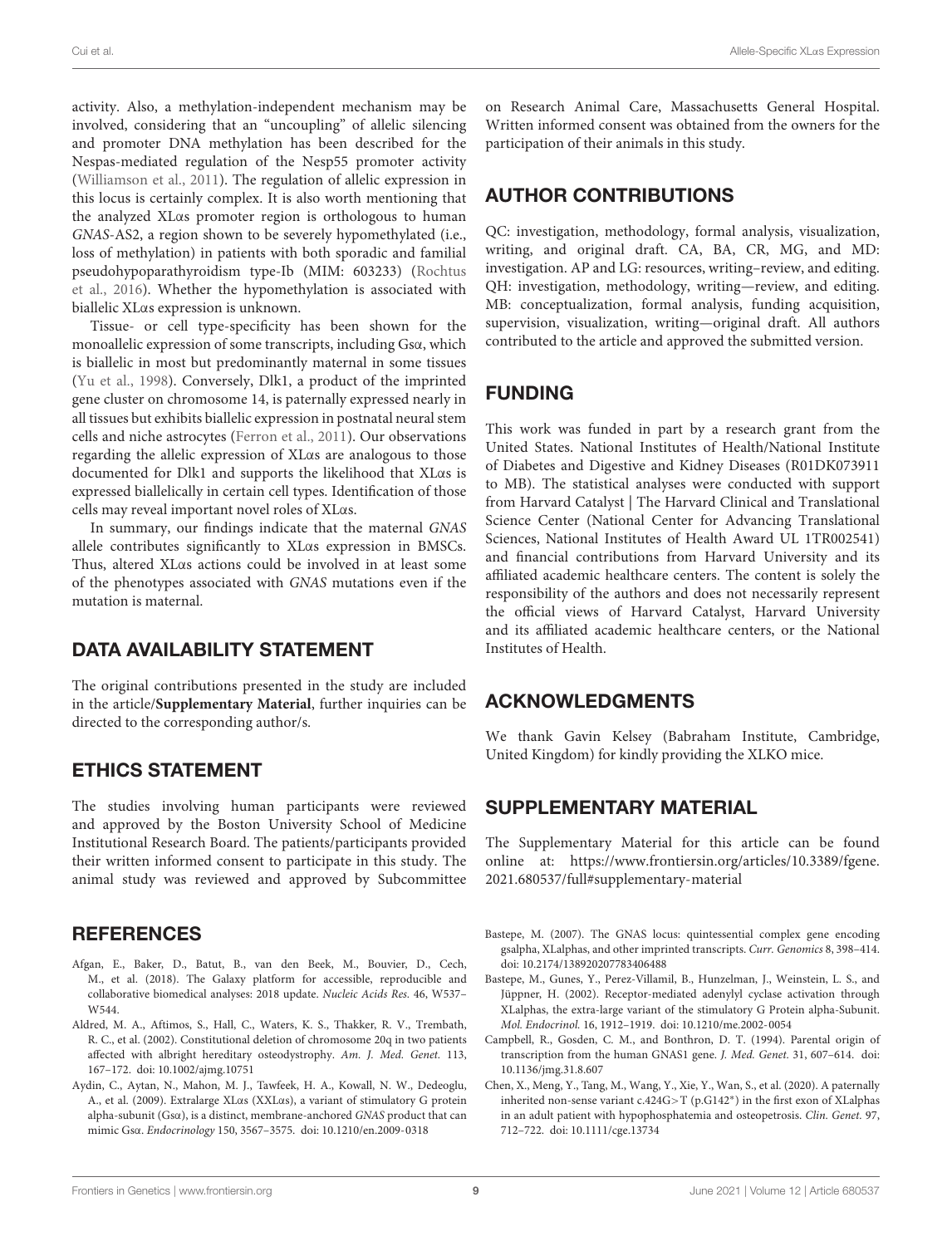activity. Also, a methylation-independent mechanism may be involved, considering that an "uncoupling" of allelic silencing and promoter DNA methylation has been described for the Nespas-mediated regulation of the Nesp55 promoter activity (Williamson et al., 2011). The regulation of allelic expression in this locus is certainly complex. It is also worth mentioning that the analyzed XLαs promoter region is orthologous to human *GNAS*-AS2, a region shown to be severely hypomethylated (i.e., loss of methylation) in patients with both sporadic and familial pseudohypoparathyroidism type-Ib (MIM: 603233) (Rochtus et al., 2016). Whether the hypomethylation is associated with biallelic XLαs expression is unknown.

Tissue- or cell type-specificity has been shown for the monoallelic expression of some transcripts, including Gsα, which is biallelic in most but predominantly maternal in some tissues (Yu et al., 1998). Conversely, Dlk1, a product of the imprinted gene cluster on chromosome 14, is paternally expressed nearly in all tissues but exhibits biallelic expression in postnatal neural stem cells and niche astrocytes (Ferron et al., 2011). Our observations regarding the allelic expression of XLαs are analogous to those documented for Dlk1 and supports the likelihood that XLαs is expressed biallelically in certain cell types. Identification of those cells may reveal important novel roles of XLαs.

In summary, our findings indicate that the maternal *GNAS* allele contributes significantly to XLαs expression in BMSCs. Thus, altered XLαs actions could be involved in at least some of the phenotypes associated with *GNAS* mutations even if the mutation is maternal.

## DATA AVAILABILITY STATEMENT

The original contributions presented in the study are included in the article/**Supplementary Material**, further inquiries can be directed to the corresponding author/s.

## ETHICS STATEMENT

The studies involving human participants were reviewed and approved by the Boston University School of Medicine Institutional Research Board. The patients/participants provided their written informed consent to participate in this study. The animal study was reviewed and approved by Subcommittee on Research Animal Care, Massachusetts General Hospital. Written informed consent was obtained from the owners for the participation of their animals in this study.

## AUTHOR CONTRIBUTIONS

QC: investigation, methodology, formal analysis, visualization, writing, and original draft. CA, BA, CR, MG, and MD: investigation. AP and LG: resources, writing–review, and editing. QH: investigation, methodology, writing—review, and editing. MB: conceptualization, formal analysis, funding acquisition, supervision, visualization, writing—original draft. All authors contributed to the article and approved the submitted version.

## FUNDING

This work was funded in part by a research grant from the United States. National Institutes of Health/National Institute of Diabetes and Digestive and Kidney Diseases (R01DK073911 to MB). The statistical analyses were conducted with support from Harvard Catalyst | The Harvard Clinical and Translational Science Center (National Center for Advancing Translational Sciences, National Institutes of Health Award UL 1TR002541) and financial contributions from Harvard University and its affiliated academic healthcare centers. The content is solely the responsibility of the authors and does not necessarily represent the official views of Harvard Catalyst, Harvard University and its affiliated academic healthcare centers, or the National Institutes of Health.

## ACKNOWLEDGMENTS

We thank Gavin Kelsey (Babraham Institute, Cambridge, United Kingdom) for kindly providing the XLKO mice.

## SUPPLEMENTARY MATERIAL

The Supplementary Material for this article can be found online at: https://www.frontiersin.org/articles/10.3389/fgene.2021.680537/full#supplementary-material

## REFERENCES

Afgan, E., Baker, D., Batut, B., van den Beek, M., Bouvier, D., Cech, M., et al. (2018). The Galaxy platform for accessible, reproducible and collaborative biomedical analyses: 2018 update. *Nucleic Acids Res.* 46, W537–W544.

Aldred, M. A., Aftimos, S., Hall, C., Waters, K. S., Thakker, R. V., Trembath, R. C., et al. (2002). Constitutional deletion of chromosome 20q in two patients affected with albright hereditary osteodystrophy. *Am. J. Med. Genet.* 113, 167–172. doi: 10.1002/ajmg.10751

Aydin, C., Aytan, N., Mahon, M. J., Tawfeek, H. A., Kowall, N. W., Dedeoglu, A., et al. (2009). Extralarge XLαs (XXLαs), a variant of stimulatory G protein alpha-subunit (Gsα), is a distinct, membrane-anchored *GNAS* product that can mimic Gsα. *Endocrinology* 150, 3567–3575. doi: 10.1210/en.2009-0318

Bastepe, M. (2007). The GNAS locus: quintessential complex gene encoding gsalpha, XLalphas, and other imprinted transcripts. *Curr. Genomics* 8, 398–414. doi: 10.2174/138920207783406488

Bastepe, M., Gunes, Y., Perez-Villamil, B., Hunzelman, J., Weinstein, L. S., and Jüppner, H. (2002). Receptor-mediated adenylyl cyclase activation through XLalphas, the extra-large variant of the stimulatory G Protein alpha-Subunit. *Mol. Endocrinol.* 16, 1912–1919. doi: 10.1210/me.2002-0054

Campbell, R., Gosden, C. M., and Bonthron, D. T. (1994). Parental origin of transcription from the human GNAS1 gene. *J. Med. Genet.* 31, 607–614. doi: 10.1136/jmg.31.8.607

Chen, X., Meng, Y., Tang, M., Wang, Y., Xie, Y., Wan, S., et al. (2020). A paternally inherited non-sense variant c.424G>T (p.G142*) in the first exon of XLalphas in an adult patient with hypophosphatemia and osteopetrosis. *Clin. Genet.* 97, 712–722. doi: 10.1111/cge.13734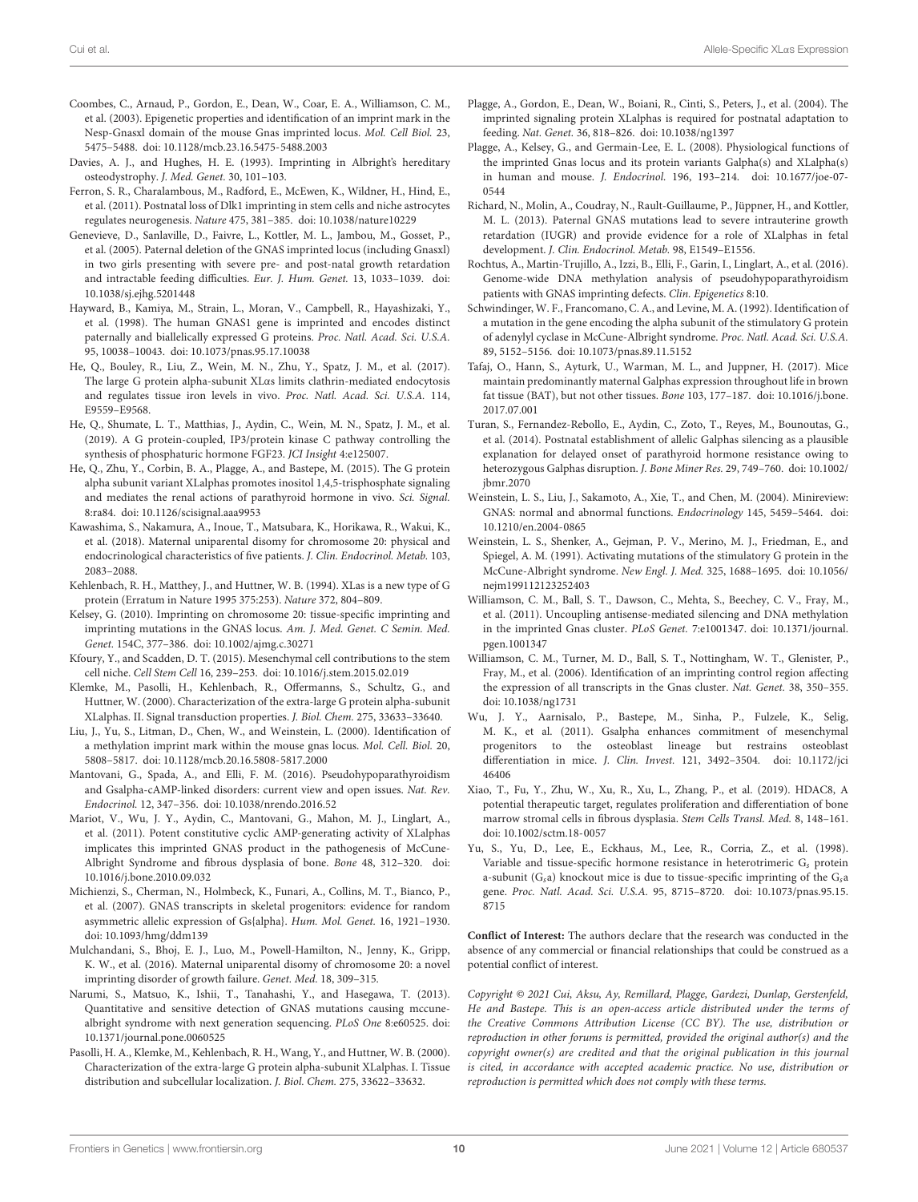Coombes, C., Arnaud, P., Gordon, E., Dean, W., Coar, E. A., Williamson, C. M., et al. (2003). Epigenetic properties and identification of an imprint mark in the Nesp-Gnasxl domain of the mouse Gnas imprinted locus. *Mol. Cell Biol.* 23, 5475–5488. doi: 10.1128/mcb.23.16.5475-5488.2003

Davies, A. J., and Hughes, H. E. (1993). Imprinting in Albright's hereditary osteodystrophy. *J. Med. Genet.* 30, 101–103.

Ferron, S. R., Charalambous, M., Radford, E., McEwen, K., Wildner, H., Hind, E., et al. (2011). Postnatal loss of Dlk1 imprinting in stem cells and niche astrocytes regulates neurogenesis. *Nature* 475, 381–385. doi: 10.1038/nature10229

Genevieve, D., Sanlaville, D., Faivre, L., Kottler, M. L., Jambou, M., Gosset, P., et al. (2005). Paternal deletion of the GNAS imprinted locus (including Gnasxl) in two girls presenting with severe pre- and post-natal growth retardation and intractable feeding difficulties. *Eur. J. Hum. Genet.* 13, 1033–1039. doi: 10.1038/sj.ejhg.5201448

Hayward, B., Kamiya, M., Strain, L., Moran, V., Campbell, R., Hayashizaki, Y., et al. (1998). The human GNAS1 gene is imprinted and encodes distinct paternally and biallelically expressed G proteins. *Proc. Natl. Acad. Sci. U.S.A.* 95, 10038–10043. doi: 10.1073/pnas.95.17.10038

He, Q., Bouley, R., Liu, Z., Wein, M. N., Zhu, Y., Spatz, J. M., et al. (2017). The large G protein alpha-subunit XLαs limits clathrin-mediated endocytosis and regulates tissue iron levels in vivo. *Proc. Natl. Acad. Sci. U.S.A.* 114, E9559–E9568.

He, Q., Shumate, L. T., Matthias, J., Aydin, C., Wein, M. N., Spatz, J. M., et al. (2019). A G protein-coupled, IP3/protein kinase C pathway controlling the synthesis of phosphaturic hormone FGF23. *JCI Insight* 4:e125007.

He, Q., Zhu, Y., Corbin, B. A., Plagge, A., and Bastepe, M. (2015). The G protein alpha subunit variant XLalphas promotes inositol 1,4,5-trisphosphate signaling and mediates the renal actions of parathyroid hormone in vivo. *Sci. Signal.* 8:ra84. doi: 10.1126/scisignal.aaa9953

Kawashima, S., Nakamura, A., Inoue, T., Matsubara, K., Horikawa, R., Wakui, K., et al. (2018). Maternal uniparental disomy for chromosome 20: physical and endocrinological characteristics of five patients. *J. Clin. Endocrinol. Metab.* 103, 2083–2088.

Kehlenbach, R. H., Matthey, J., and Huttner, W. B. (1994). XLas is a new type of G protein (Erratum in Nature 1995 375:253). *Nature* 372, 804–809.

Kelsey, G. (2010). Imprinting on chromosome 20: tissue-specific imprinting and imprinting mutations in the GNAS locus. *Am. J. Med. Genet. C Semin. Med. Genet.* 154C, 377–386. doi: 10.1002/ajmg.c.30271

Kfoury, Y., and Scadden, D. T. (2015). Mesenchymal cell contributions to the stem cell niche. *Cell Stem Cell* 16, 239–253. doi: 10.1016/j.stem.2015.02.019

Klemke, M., Pasolli, H., Kehlenbach, R., Offermanns, S., Schultz, G., and Huttner, W. (2000). Characterization of the extra-large G protein alpha-subunit XLalphas. II. Signal transduction properties. *J. Biol. Chem.* 275, 33633–33640.

Liu, J., Yu, S., Litman, D., Chen, W., and Weinstein, L. (2000). Identification of a methylation imprint mark within the mouse gnas locus. *Mol. Cell. Biol.* 20, 5808–5817. doi: 10.1128/mcb.20.16.5808-5817.2000

Mantovani, G., Spada, A., and Elli, F. M. (2016). Pseudohypoparathyroidism and Gsalpha-cAMP-linked disorders: current view and open issues. *Nat. Rev. Endocrinol.* 12, 347–356. doi: 10.1038/nrendo.2016.52

Mariot, V., Wu, J. Y., Aydin, C., Mantovani, G., Mahon, M. J., Linglart, A., et al. (2011). Potent constitutive cyclic AMP-generating activity of XLalphas implicates this imprinted GNAS product in the pathogenesis of McCune-Albright Syndrome and fibrous dysplasia of bone. *Bone* 48, 312–320. doi: 10.1016/j.bone.2010.09.032

Michienzi, S., Cherman, N., Holmbeck, K., Funari, A., Collins, M. T., Bianco, P., et al. (2007). GNAS transcripts in skeletal progenitors: evidence for random asymmetric allelic expression of Gs{alpha}. *Hum. Mol. Genet.* 16, 1921–1930. doi: 10.1093/hmg/ddm139

Mulchandani, S., Bhoj, E. J., Luo, M., Powell-Hamilton, N., Jenny, K., Gripp, K. W., et al. (2016). Maternal uniparental disomy of chromosome 20: a novel imprinting disorder of growth failure. *Genet. Med.* 18, 309–315.

Narumi, S., Matsuo, K., Ishii, T., Tanahashi, Y., and Hasegawa, T. (2013). Quantitative and sensitive detection of GNAS mutations causing mccune-albright syndrome with next generation sequencing. *PLoS One* 8:e60525. doi: 10.1371/journal.pone.0060525

Pasolli, H. A., Klemke, M., Kehlenbach, R. H., Wang, Y., and Huttner, W. B. (2000). Characterization of the extra-large G protein alpha-subunit XLalphas. I. Tissue distribution and subcellular localization. *J. Biol. Chem.* 275, 33622–33632.

Plagge, A., Gordon, E., Dean, W., Boiani, R., Cinti, S., Peters, J., et al. (2004). The imprinted signaling protein XLalphas is required for postnatal adaptation to feeding. *Nat. Genet.* 36, 818–826. doi: 10.1038/ng1397

Plagge, A., Kelsey, G., and Germain-Lee, E. L. (2008). Physiological functions of the imprinted Gnas locus and its protein variants Galpha(s) and XLalpha(s) in human and mouse. *J. Endocrinol.* 196, 193–214. doi: 10.1677/joe-07-0544

Richard, N., Molin, A., Coudray, N., Rault-Guillaume, P., Jüppner, H., and Kottler, M. L. (2013). Paternal GNAS mutations lead to severe intrauterine growth retardation (IUGR) and provide evidence for a role of XLalphas in fetal development. *J. Clin. Endocrinol. Metab.* 98, E1549–E1556.

Rochtus, A., Martin-Trujillo, A., Izzi, B., Elli, F., Garin, I., Linglart, A., et al. (2016). Genome-wide DNA methylation analysis of pseudohypoparathyroidism patients with GNAS imprinting defects. *Clin. Epigenetics* 8:10.

Schwindinger, W. F., Francomano, C. A., and Levine, M. A. (1992). Identification of a mutation in the gene encoding the alpha subunit of the stimulatory G protein of adenylyl cyclase in McCune-Albright syndrome. *Proc. Natl. Acad. Sci. U.S.A.* 89, 5152–5156. doi: 10.1073/pnas.89.11.5152

Tafaj, O., Hann, S., Ayturk, U., Warman, M. L., and Juppner, H. (2017). Mice maintain predominantly maternal Galphas expression throughout life in brown fat tissue (BAT), but not other tissues. *Bone* 103, 177–187. doi: 10.1016/j.bone.2017.07.001

Turan, S., Fernandez-Rebollo, E., Aydin, C., Zoto, T., Reyes, M., Bounoutas, G., et al. (2014). Postnatal establishment of allelic Galphas silencing as a plausible explanation for delayed onset of parathyroid hormone resistance owing to heterozygous Galphas disruption. *J. Bone Miner Res.* 29, 749–760. doi: 10.1002/jbmr.2070

Weinstein, L. S., Liu, J., Sakamoto, A., Xie, T., and Chen, M. (2004). Minireview: GNAS: normal and abnormal functions. *Endocrinology* 145, 5459–5464. doi: 10.1210/en.2004-0865

Weinstein, L. S., Shenker, A., Gejman, P. V., Merino, M. J., Friedman, E., and Spiegel, A. M. (1991). Activating mutations of the stimulatory G protein in the McCune-Albright syndrome. *New Engl. J. Med.* 325, 1688–1695. doi: 10.1056/nejm199112123252403

Williamson, C. M., Ball, S. T., Dawson, C., Mehta, S., Beechey, C. V., Fray, M., et al. (2011). Uncoupling antisense-mediated silencing and DNA methylation in the imprinted Gnas cluster. *PLoS Genet.* 7:e1001347. doi: 10.1371/journal.pgen.1001347

Williamson, C. M., Turner, M. D., Ball, S. T., Nottingham, W. T., Glenister, P., Fray, M., et al. (2006). Identification of an imprinting control region affecting the expression of all transcripts in the Gnas cluster. *Nat. Genet.* 38, 350–355. doi: 10.1038/ng1731

Wu, J. Y., Aarnisalo, P., Bastepe, M., Sinha, P., Fulzele, K., Selig, M. K., et al. (2011). Gsalpha enhances commitment of mesenchymal progenitors to the osteoblast lineage but restrains osteoblast differentiation in mice. *J. Clin. Invest.* 121, 3492–3504. doi: 10.1172/jci46406

Xiao, T., Fu, Y., Zhu, W., Xu, R., Xu, L., Zhang, P., et al. (2019). HDAC8, A potential therapeutic target, regulates proliferation and differentiation of bone marrow stromal cells in fibrous dysplasia. *Stem Cells Transl. Med.* 8, 148–161. doi: 10.1002/sctm.18-0057

Yu, S., Yu, D., Lee, E., Eckhaus, M., Lee, R., Corria, Z., et al. (1998). Variable and tissue-specific hormone resistance in heterotrimeric $G_s$ protein a-subunit ($G_s$a) knockout mice is due to tissue-specific imprinting of the $G_s$a gene. *Proc. Natl. Acad. Sci. U.S.A.* 95, 8715–8720. doi: 10.1073/pnas.95.15.8715

**Conflict of Interest:** The authors declare that the research was conducted in the absence of any commercial or financial relationships that could be construed as a potential conflict of interest.

*Copyright © 2021 Cui, Aksu, Ay, Remillard, Plagge, Gardezi, Dunlap, Gerstenfeld, He and Bastepe. This is an open-access article distributed under the terms of the Creative Commons Attribution License (CC BY). The use, distribution or reproduction in other forums is permitted, provided the original author(s) and the copyright owner(s) are credited and that the original publication in this journal is cited, in accordance with accepted academic practice. No use, distribution or reproduction is permitted which does not comply with these terms.*